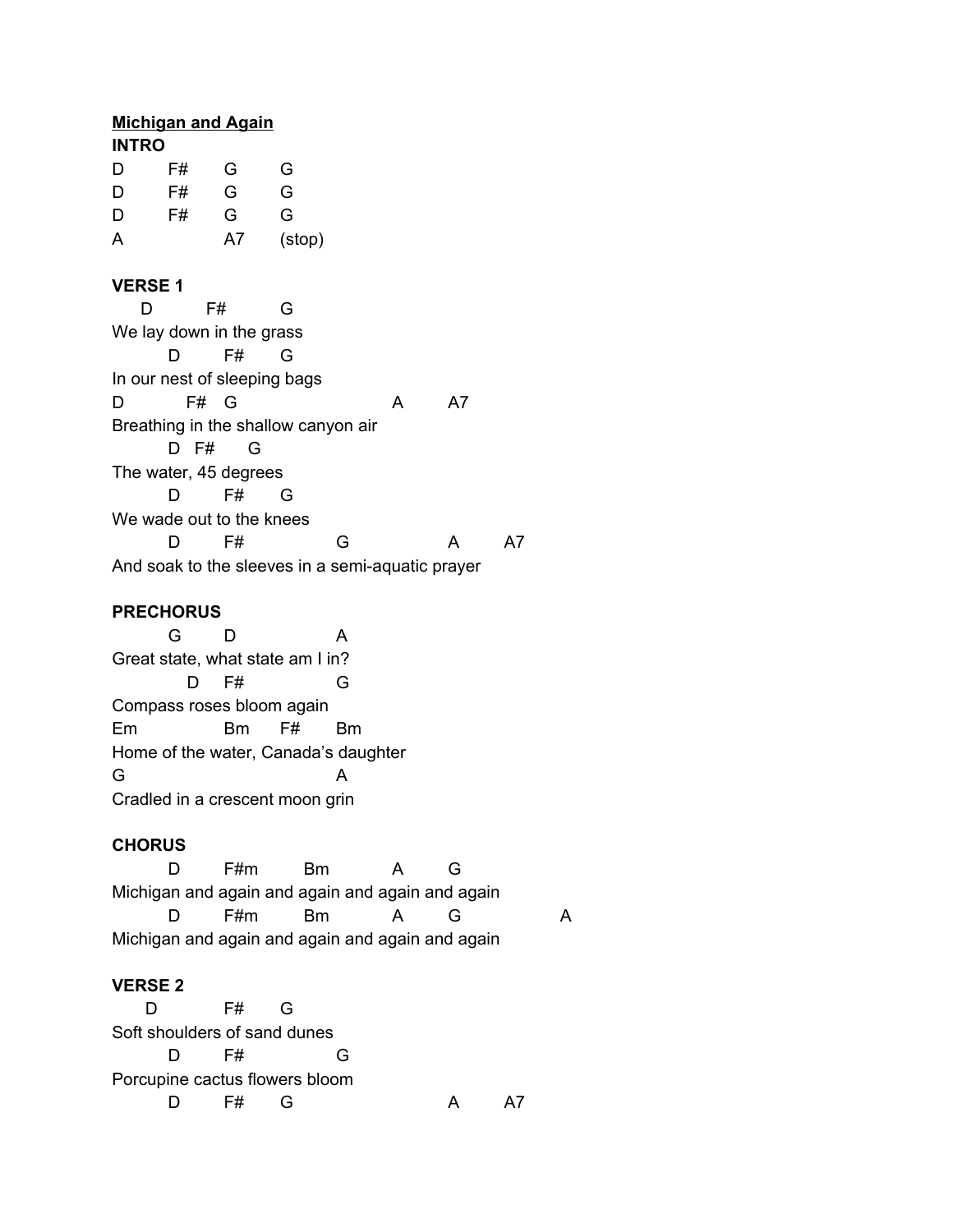**Michigan and Again**

**INTRO**

```
D       F#      G       G
D       F#      G       G
D       F#      G       G
A               A7      (stop)
```

**VERSE 1**

```
     D          F#          G
We lay down in the grass
          D         F#       G
In our nest of sleeping bags
D             F#    G                          A         A7
Breathing in the shallow canyon air
          D   F#       G
The water, 45 degrees
          D         F#       G
We wade out to the knees
          D         F#                G                    A         A7
And soak to the sleeves in a semi-aquatic prayer
```

**PRECHORUS**

```
          G         D                    A
Great state, what state am I in?
            D      F#                 G
Compass roses bloom again
Em                 Bm       F#        Bm
Home of the water, Canada's daughter
G                                     A
Cradled in a crescent moon grin
```

**CHORUS**

```
          D         F#m         Bm            A         G
Michigan and again and again and again and again
          D         F#m         Bm            A         G                  A
Michigan and again and again and again and again
```

**VERSE 2**

```
     D              F#       G
Soft shoulders of sand dunes
          D         F#                G
Porcupine cactus flowers bloom
          D         F#       G                          A         A7
```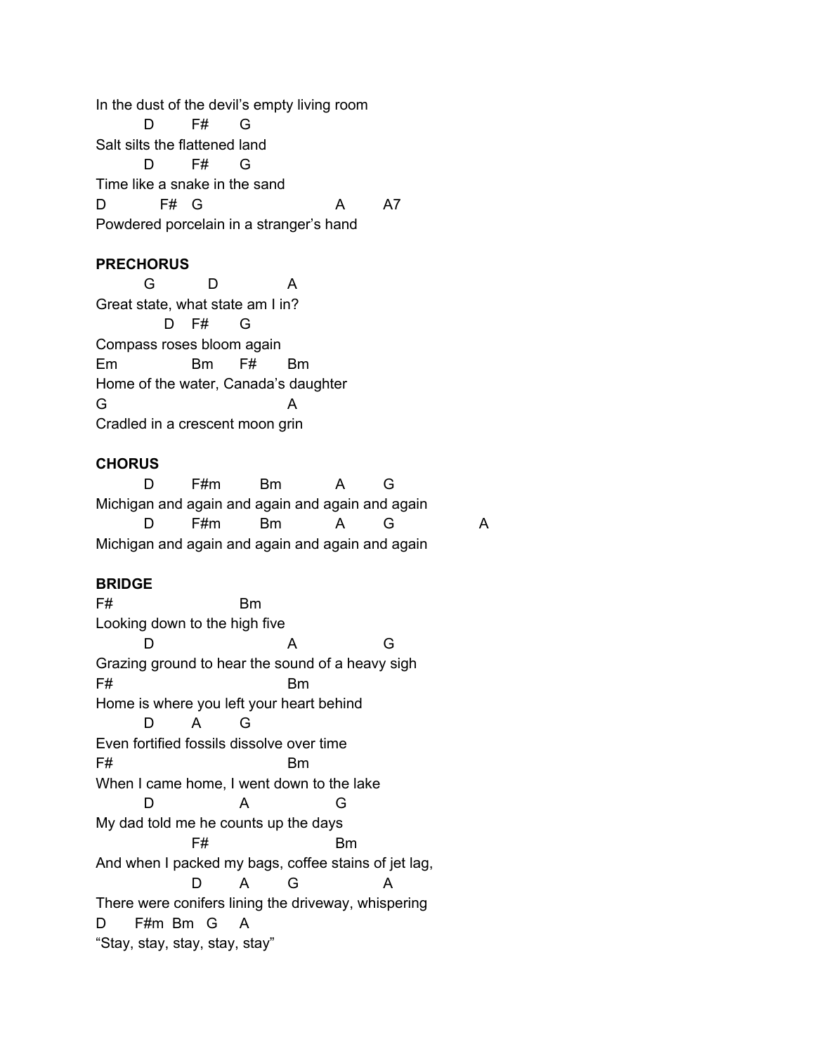```
In the dust of the devil's empty living room
         D         F#       G
Salt silts the flattened land
         D         F#       G
Time like a snake in the sand
D            F#   G                           A         A7
Powdered porcelain in a stranger's hand
```

**PRECHORUS**

```
         G            D               A
Great state, what state am I in?
              D    F#       G
Compass roses bloom again
Em                Bm      F#       Bm
Home of the water, Canada's daughter
G                                 A
Cradled in a crescent moon grin
```

**CHORUS**

```
         D         F#m        Bm           A         G
Michigan and again and again and again and again
         D         F#m        Bm           A         G                  A
Michigan and again and again and again and again
```

**BRIDGE**

```
F#                         Bm
Looking down to the high five
         D                         A                 G
Grazing ground to hear the sound of a heavy sigh
F#                                 Bm
Home is where you left your heart behind
         D        A        G
Even fortified fossils dissolve over time
F#                                 Bm
When I came home, I went down to the lake
         D                A                 G
My dad told me he counts up the days
                  F#                       Bm
And when I packed my bags, coffee stains of jet lag,
                     D        A        G                 A
There were conifers lining the driveway, whispering
D      F#m  Bm   G    A
"Stay, stay, stay, stay, stay"
```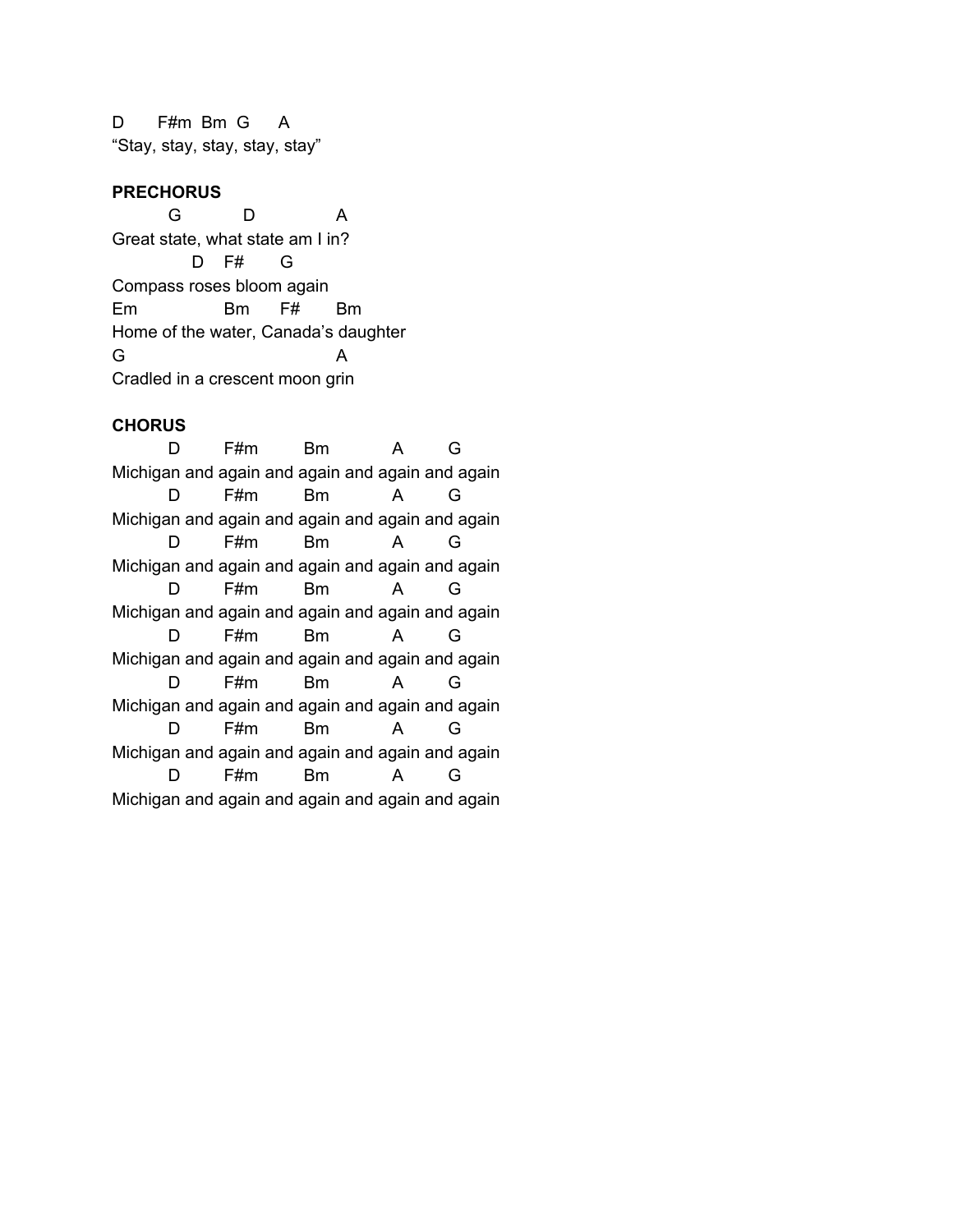```
D       F#m  Bm  G      A
“Stay, stay, stay, stay, stay”
```

**PRECHORUS**

```
         G           D               A
Great state, what state am I in?
              D    F#      G
Compass roses bloom again
Em                 Bm      F#       Bm
Home of the water, Canada’s daughter
G                                   A
Cradled in a crescent moon grin
```

**CHORUS**

```
         D         F#m         Bm            A         G
Michigan and again and again and again and again
         D         F#m         Bm            A         G
Michigan and again and again and again and again
         D         F#m         Bm            A         G
Michigan and again and again and again and again
         D         F#m         Bm            A         G
Michigan and again and again and again and again
         D         F#m         Bm            A         G
Michigan and again and again and again and again
         D         F#m         Bm            A         G
Michigan and again and again and again and again
         D         F#m         Bm            A         G
Michigan and again and again and again and again
         D         F#m         Bm            A         G
Michigan and again and again and again and again
```